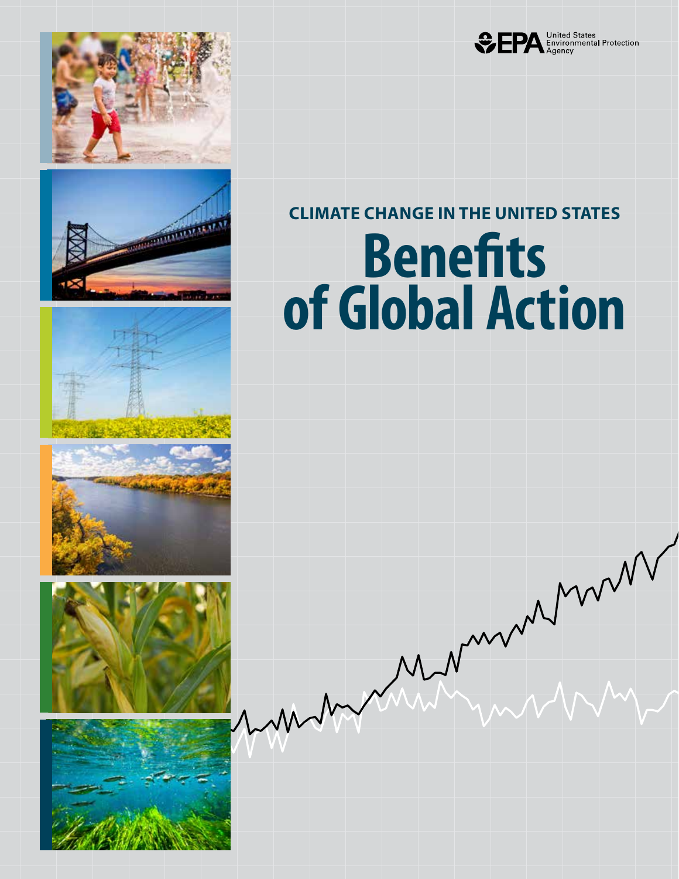United States Environmental Protection Agency

## CLIMATE CHANGE IN THE UNITED STATES

# Benefits of Global Action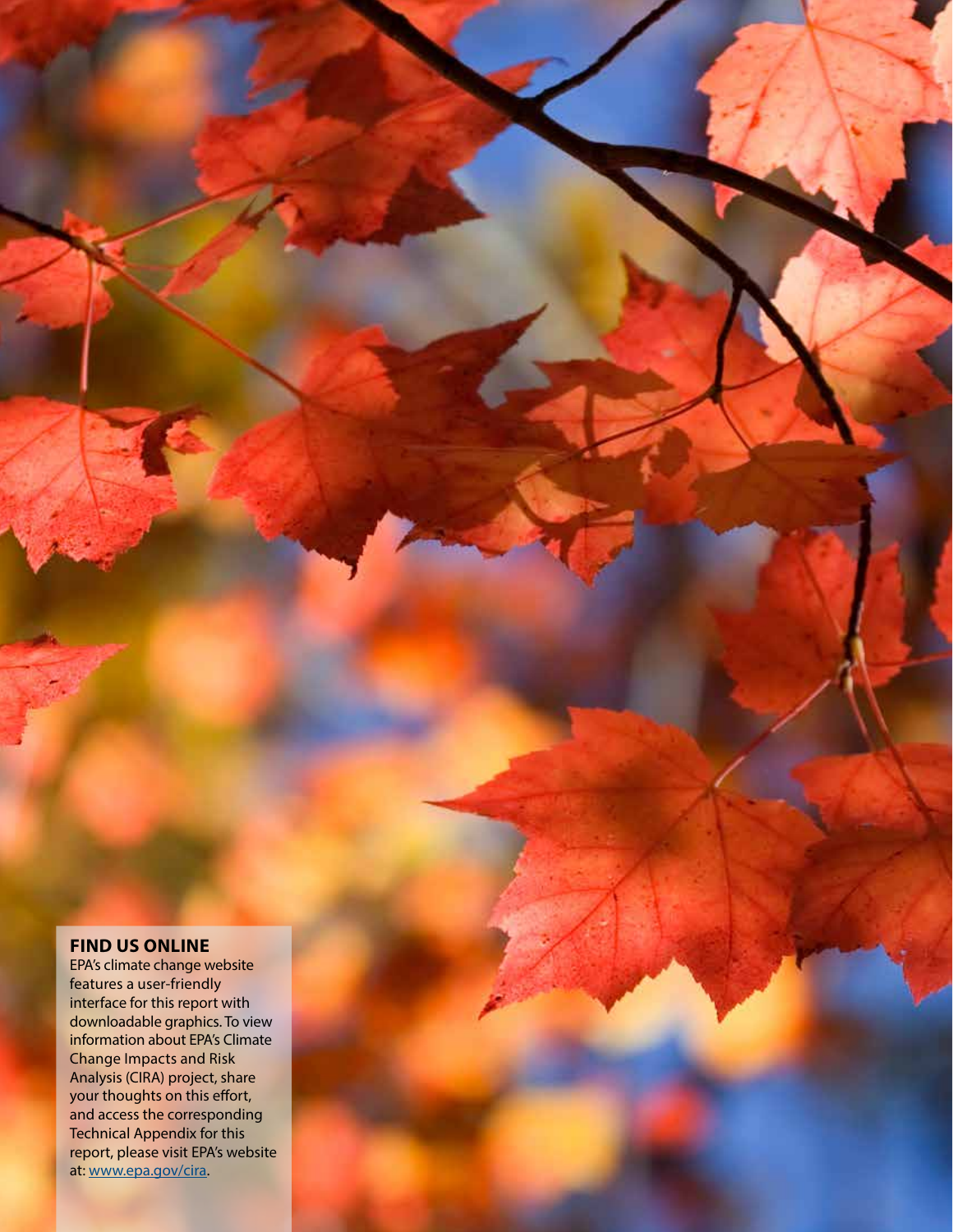## FIND US ONLINE

EPA's climate change website features a user-friendly interface for this report with downloadable graphics. To view information about EPA's Climate Change Impacts and Risk Analysis (CIRA) project, share your thoughts on this effort, and access the corresponding Technical Appendix for this report, please visit EPA's website at: [www.epa.gov/cira](www.epa.gov/cira).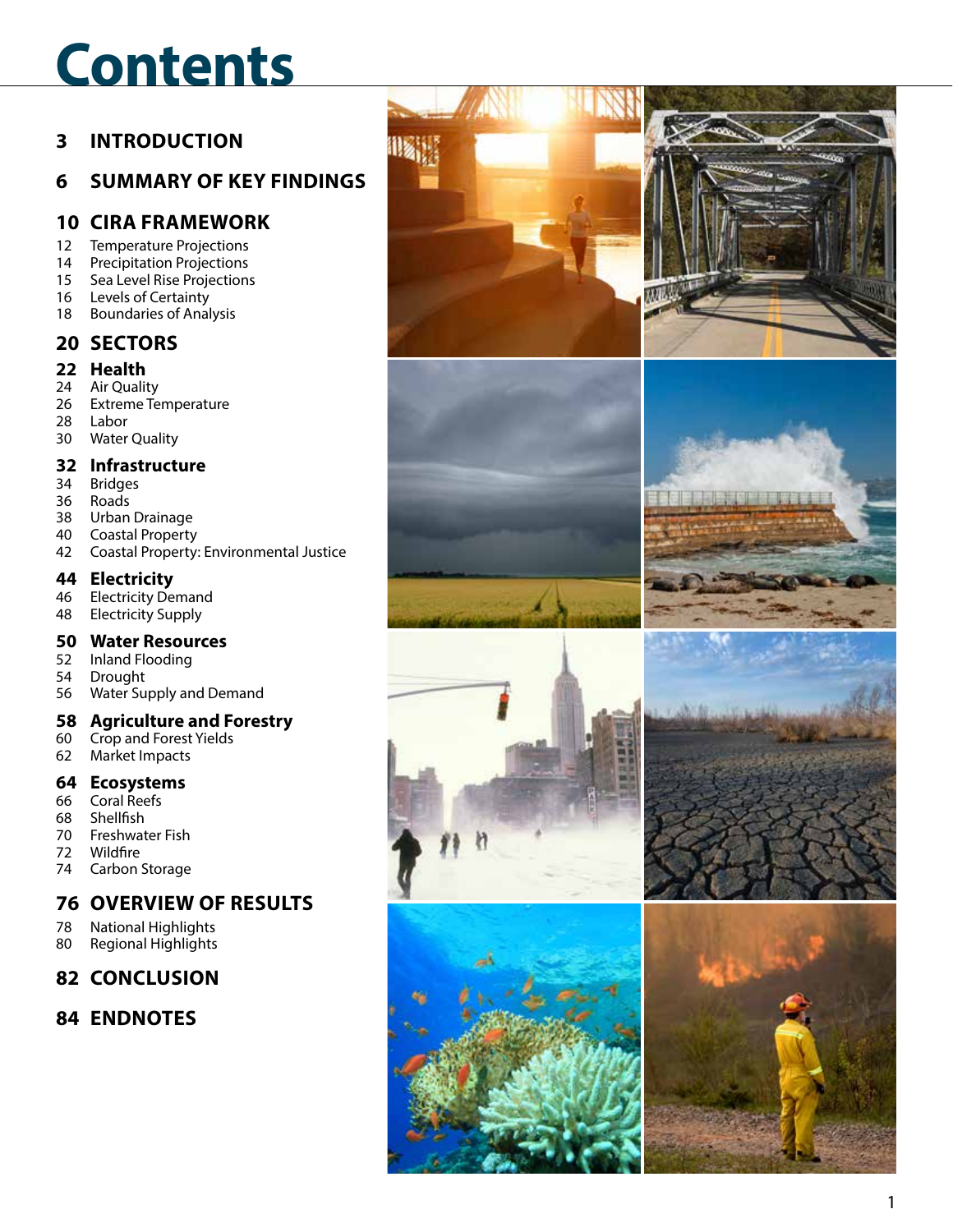# Contents

**3 INTRODUCTION**

**6 SUMMARY OF KEY FINDINGS**

**10 CIRA FRAMEWORK**

- 12 Temperature Projections
- 14 Precipitation Projections
- 15 Sea Level Rise Projections
- 16 Levels of Certainty
- 18 Boundaries of Analysis

**20 SECTORS**

**22 Health**

- 24 Air Quality
- 26 Extreme Temperature
- 28 Labor
- 30 Water Quality

**32 Infrastructure**

- 34 Bridges
- 36 Roads
- 38 Urban Drainage
- 40 Coastal Property
- 42 Coastal Property: Environmental Justice

**44 Electricity**

- 46 Electricity Demand
- 48 Electricity Supply

**50 Water Resources**

- 52 Inland Flooding
- 54 Drought
- 56 Water Supply and Demand

**58 Agriculture and Forestry**

- 60 Crop and Forest Yields
- 62 Market Impacts

**64 Ecosystems**

- 66 Coral Reefs
- 68 Shellfish
- 70 Freshwater Fish
- 72 Wildfire
- 74 Carbon Storage

**76 OVERVIEW OF RESULTS**

- 78 National Highlights
- 80 Regional Highlights

**82 CONCLUSION**

**84 ENDNOTES**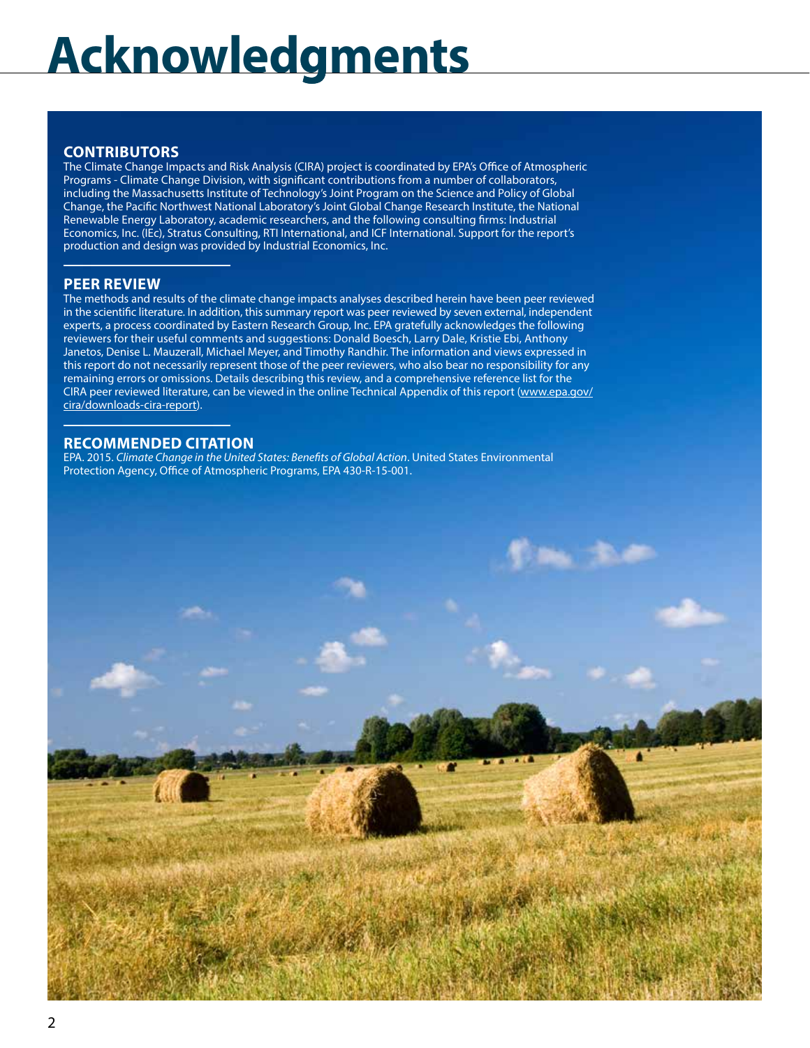# Acknowledgments

## CONTRIBUTORS

The Climate Change Impacts and Risk Analysis (CIRA) project is coordinated by EPA's Office of Atmospheric Programs - Climate Change Division, with significant contributions from a number of collaborators, including the Massachusetts Institute of Technology's Joint Program on the Science and Policy of Global Change, the Pacific Northwest National Laboratory's Joint Global Change Research Institute, the National Renewable Energy Laboratory, academic researchers, and the following consulting firms: Industrial Economics, Inc. (IEc), Stratus Consulting, RTI International, and ICF International. Support for the report's production and design was provided by Industrial Economics, Inc.

## PEER REVIEW

The methods and results of the climate change impacts analyses described herein have been peer reviewed in the scientific literature. In addition, this summary report was peer reviewed by seven external, independent experts, a process coordinated by Eastern Research Group, Inc. EPA gratefully acknowledges the following reviewers for their useful comments and suggestions: Donald Boesch, Larry Dale, Kristie Ebi, Anthony Janetos, Denise L. Mauzerall, Michael Meyer, and Timothy Randhir. The information and views expressed in this report do not necessarily represent those of the peer reviewers, who also bear no responsibility for any remaining errors or omissions. Details describing this review, and a comprehensive reference list for the CIRA peer reviewed literature, can be viewed in the online Technical Appendix of this report (www.epa.gov/cira/downloads-cira-report).

## RECOMMENDED CITATION

EPA. 2015. *Climate Change in the United States: Benefits of Global Action*. United States Environmental Protection Agency, Office of Atmospheric Programs, EPA 430-R-15-001.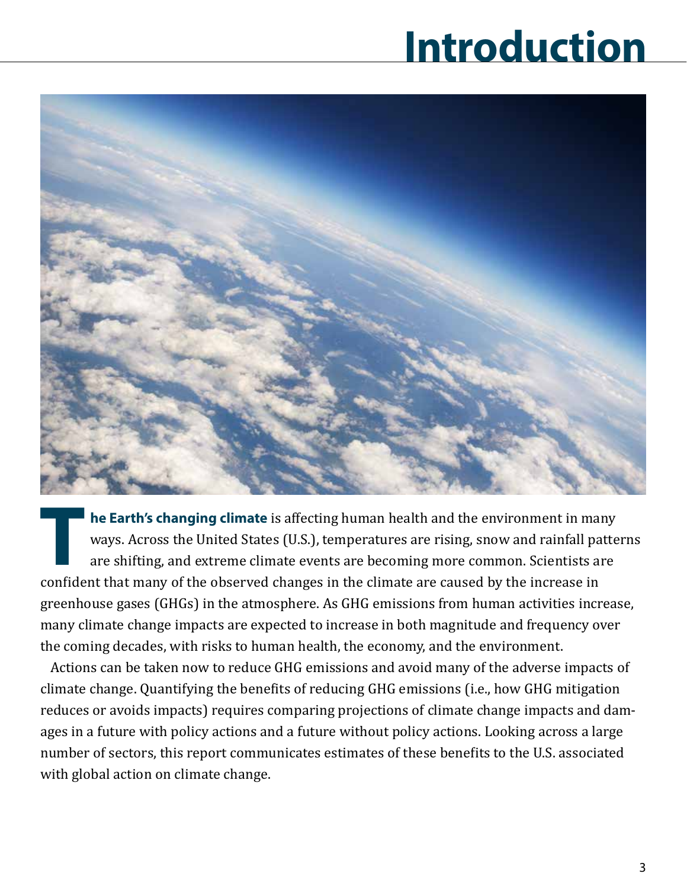# Introduction

**The Earth's changing climate** is affecting human health and the environment in many ways. Across the United States (U.S.), temperatures are rising, snow and rainfall patterns are shifting, and extreme climate events are becoming more common. Scientists are confident that many of the observed changes in the climate are caused by the increase in greenhouse gases (GHGs) in the atmosphere. As GHG emissions from human activities increase, many climate change impacts are expected to increase in both magnitude and frequency over the coming decades, with risks to human health, the economy, and the environment.

Actions can be taken now to reduce GHG emissions and avoid many of the adverse impacts of climate change. Quantifying the benefits of reducing GHG emissions (i.e., how GHG mitigation reduces or avoids impacts) requires comparing projections of climate change impacts and damages in a future with policy actions and a future without policy actions. Looking across a large number of sectors, this report communicates estimates of these benefits to the U.S. associated with global action on climate change.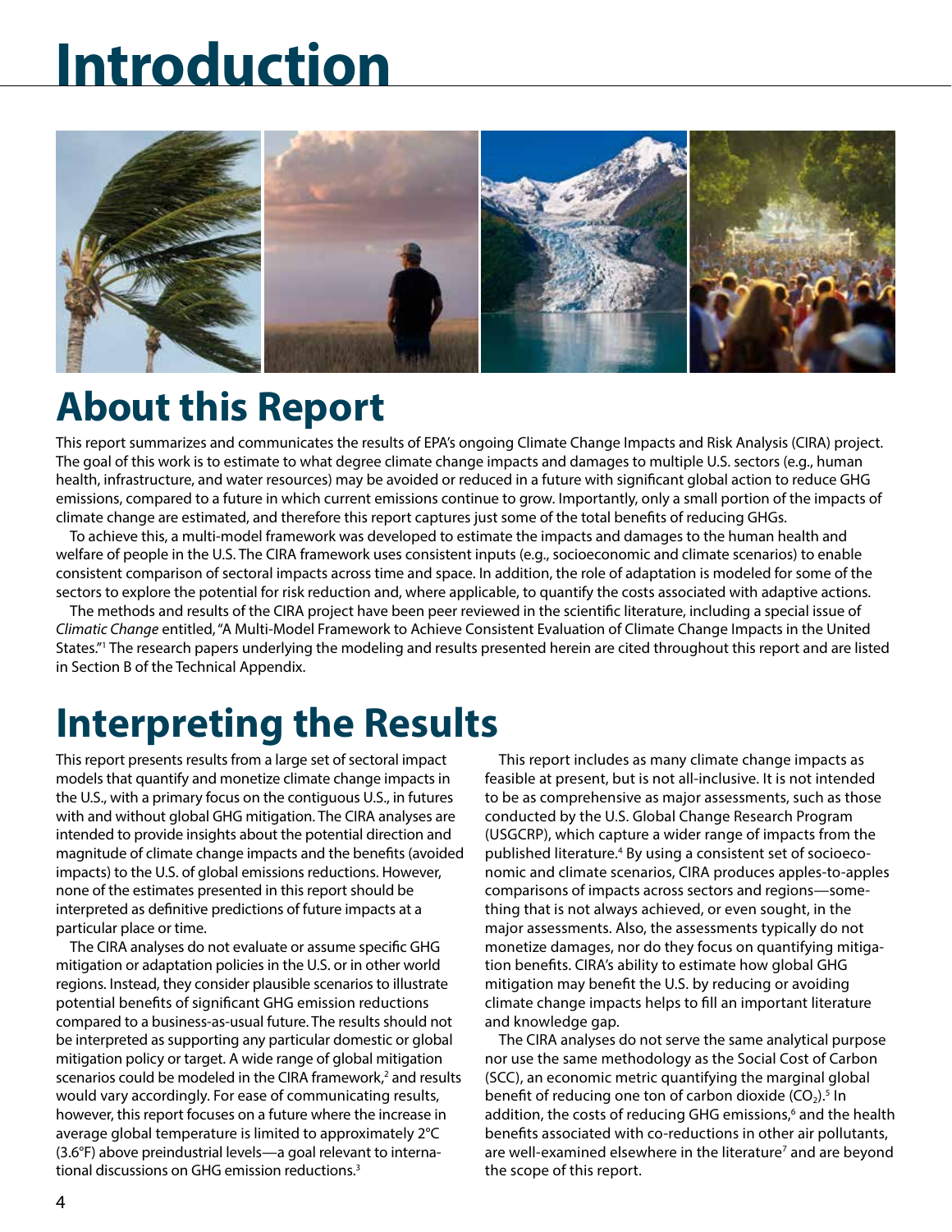# Introduction

## About this Report

This report summarizes and communicates the results of EPA's ongoing Climate Change Impacts and Risk Analysis (CIRA) project. The goal of this work is to estimate to what degree climate change impacts and damages to multiple U.S. sectors (e.g., human health, infrastructure, and water resources) may be avoided or reduced in a future with significant global action to reduce GHG emissions, compared to a future in which current emissions continue to grow. Importantly, only a small portion of the impacts of climate change are estimated, and therefore this report captures just some of the total benefits of reducing GHGs.

To achieve this, a multi-model framework was developed to estimate the impacts and damages to the human health and welfare of people in the U.S. The CIRA framework uses consistent inputs (e.g., socioeconomic and climate scenarios) to enable consistent comparison of sectoral impacts across time and space. In addition, the role of adaptation is modeled for some of the sectors to explore the potential for risk reduction and, where applicable, to quantify the costs associated with adaptive actions.

The methods and results of the CIRA project have been peer reviewed in the scientific literature, including a special issue of *Climatic Change* entitled, "A Multi-Model Framework to Achieve Consistent Evaluation of Climate Change Impacts in the United States."[1] The research papers underlying the modeling and results presented herein are cited throughout this report and are listed in Section B of the Technical Appendix.

## Interpreting the Results

This report presents results from a large set of sectoral impact models that quantify and monetize climate change impacts in the U.S., with a primary focus on the contiguous U.S., in futures with and without global GHG mitigation. The CIRA analyses are intended to provide insights about the potential direction and magnitude of climate change impacts and the benefits (avoided impacts) to the U.S. of global emissions reductions. However, none of the estimates presented in this report should be interpreted as definitive predictions of future impacts at a particular place or time.

The CIRA analyses do not evaluate or assume specific GHG mitigation or adaptation policies in the U.S. or in other world regions. Instead, they consider plausible scenarios to illustrate potential benefits of significant GHG emission reductions compared to a business-as-usual future. The results should not be interpreted as supporting any particular domestic or global mitigation policy or target. A wide range of global mitigation scenarios could be modeled in the CIRA framework,[2] and results would vary accordingly. For ease of communicating results, however, this report focuses on a future where the increase in average global temperature is limited to approximately 2°C (3.6°F) above preindustrial levels—a goal relevant to international discussions on GHG emission reductions.[3]

This report includes as many climate change impacts as feasible at present, but is not all-inclusive. It is not intended to be as comprehensive as major assessments, such as those conducted by the U.S. Global Change Research Program (USGCRP), which capture a wider range of impacts from the published literature.[4] By using a consistent set of socioeconomic and climate scenarios, CIRA produces apples-to-apples comparisons of impacts across sectors and regions—something that is not always achieved, or even sought, in the major assessments. Also, the assessments typically do not monetize damages, nor do they focus on quantifying mitigation benefits. CIRA's ability to estimate how global GHG mitigation may benefit the U.S. by reducing or avoiding climate change impacts helps to fill an important literature and knowledge gap.

The CIRA analyses do not serve the same analytical purpose nor use the same methodology as the Social Cost of Carbon (SCC), an economic metric quantifying the marginal global benefit of reducing one ton of carbon dioxide ($CO_2$).[5] In addition, the costs of reducing GHG emissions,[6] and the health benefits associated with co-reductions in other air pollutants, are well-examined elsewhere in the literature[7] and are beyond the scope of this report.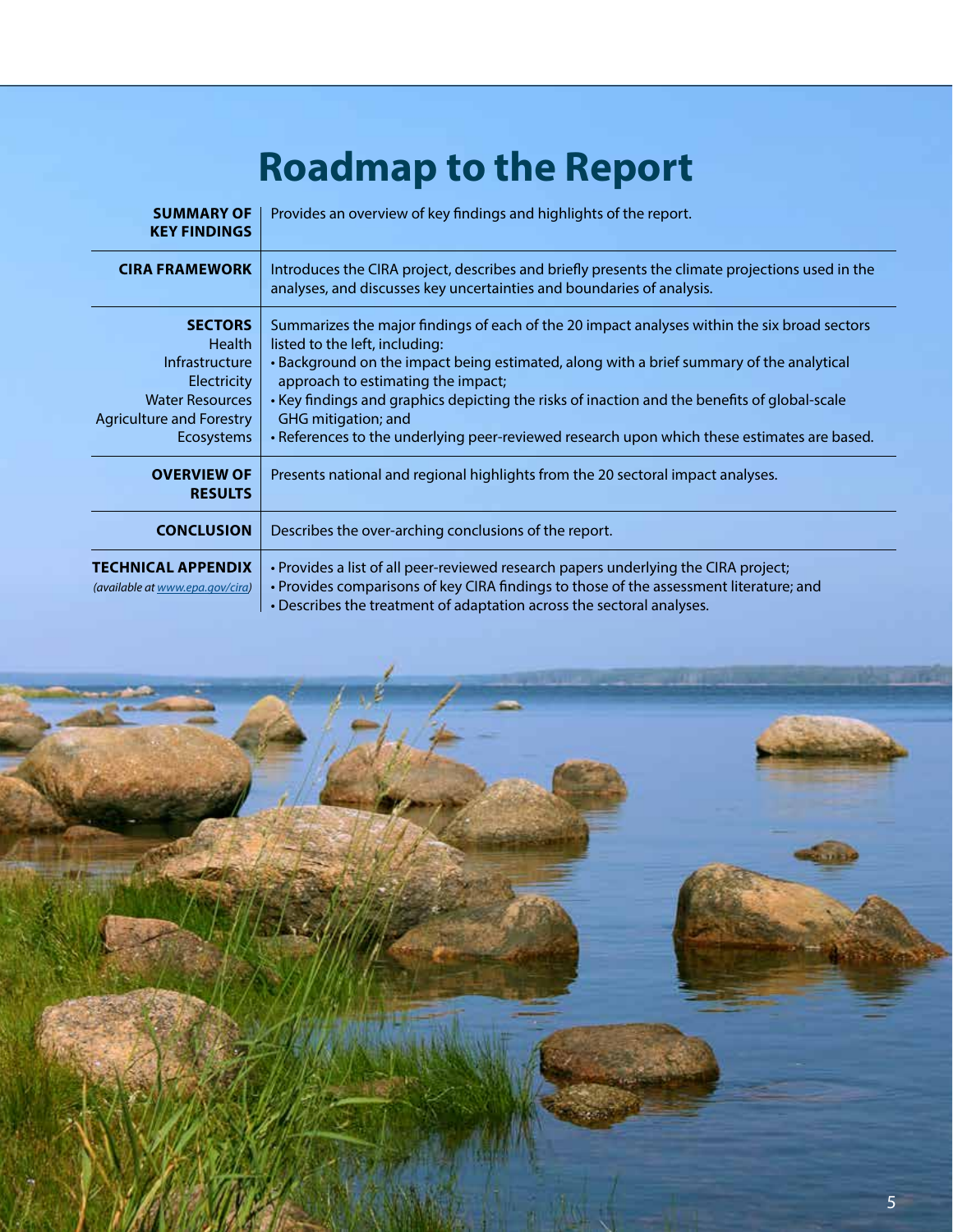# Roadmap to the Report

| | |
|---|---|
| **SUMMARY OF KEY FINDINGS** | Provides an overview of key findings and highlights of the report. |
| **CIRA FRAMEWORK** | Introduces the CIRA project, describes and briefly presents the climate projections used in the analyses, and discusses key uncertainties and boundaries of analysis. |
| **SECTORS**<br>Health<br>Infrastructure<br>Electricity<br>Water Resources<br>Agriculture and Forestry<br>Ecosystems | Summarizes the major findings of each of the 20 impact analyses within the six broad sectors listed to the left, including:<br>• Background on the impact being estimated, along with a brief summary of the analytical approach to estimating the impact;<br>• Key findings and graphics depicting the risks of inaction and the benefits of global-scale GHG mitigation; and<br>• References to the underlying peer-reviewed research upon which these estimates are based. |
| **OVERVIEW OF RESULTS** | Presents national and regional highlights from the 20 sectoral impact analyses. |
| **CONCLUSION** | Describes the over-arching conclusions of the report. |
| **TECHNICAL APPENDIX**<br>*(available at www.epa.gov/cira)* | • Provides a list of all peer-reviewed research papers underlying the CIRA project;<br>• Provides comparisons of key CIRA findings to those of the assessment literature; and<br>• Describes the treatment of adaptation across the sectoral analyses. |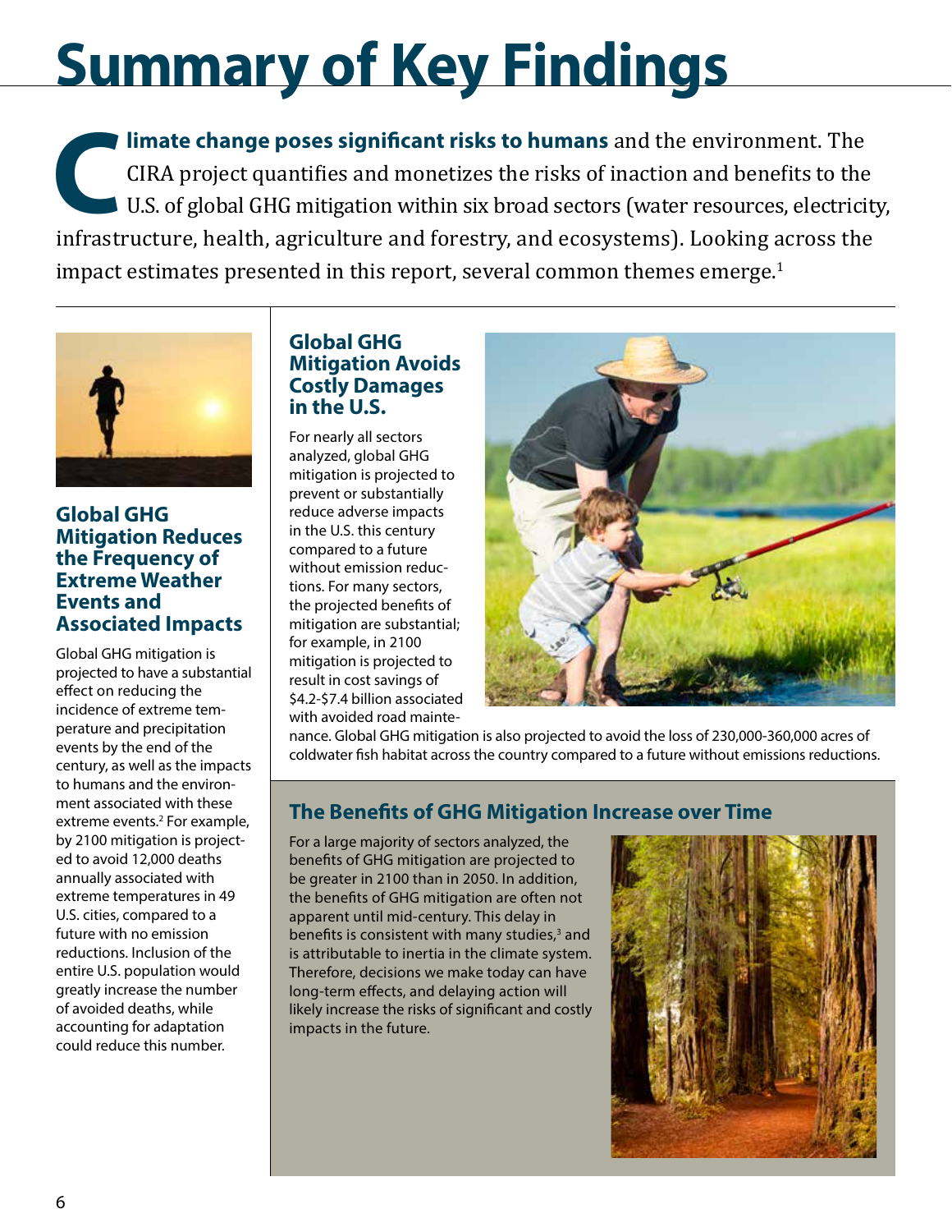# Summary of Key Findings

**Climate change poses significant risks to humans** and the environment. The CIRA project quantifies and monetizes the risks of inaction and benefits to the U.S. of global GHG mitigation within six broad sectors (water resources, electricity, infrastructure, health, agriculture and forestry, and ecosystems). Looking across the impact estimates presented in this report, several common themes emerge.[1]

### Global GHG Mitigation Reduces the Frequency of Extreme Weather Events and Associated Impacts

Global GHG mitigation is projected to have a substantial effect on reducing the incidence of extreme temperature and precipitation events by the end of the century, as well as the impacts to humans and the environment associated with these extreme events.[2] For example, by 2100 mitigation is projected to avoid 12,000 deaths annually associated with extreme temperatures in 49 U.S. cities, compared to a future with no emission reductions. Inclusion of the entire U.S. population would greatly increase the number of avoided deaths, while accounting for adaptation could reduce this number.

### Global GHG Mitigation Avoids Costly Damages in the U.S.

For nearly all sectors analyzed, global GHG mitigation is projected to prevent or substantially reduce adverse impacts in the U.S. this century compared to a future without emission reductions. For many sectors, the projected benefits of mitigation are substantial; for example, in 2100 mitigation is projected to result in cost savings of $4.2-$7.4 billion associated with avoided road maintenance. Global GHG mitigation is also projected to avoid the loss of 230,000-360,000 acres of coldwater fish habitat across the country compared to a future without emissions reductions.

### The Benefits of GHG Mitigation Increase over Time

For a large majority of sectors analyzed, the benefits of GHG mitigation are projected to be greater in 2100 than in 2050. In addition, the benefits of GHG mitigation are often not apparent until mid-century. This delay in benefits is consistent with many studies,[3] and is attributable to inertia in the climate system. Therefore, decisions we make today can have long-term effects, and delaying action will likely increase the risks of significant and costly impacts in the future.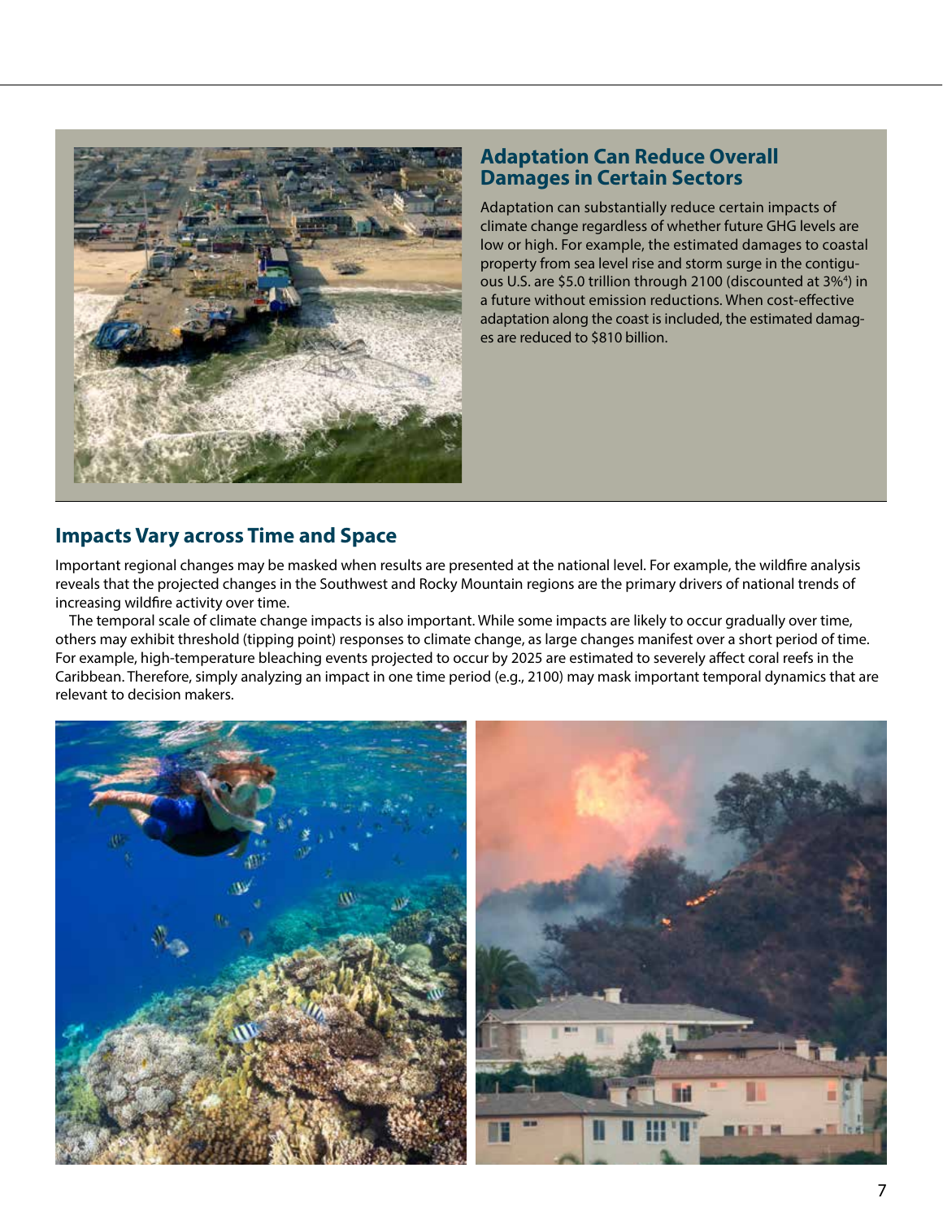## Adaptation Can Reduce Overall Damages in Certain Sectors

Adaptation can substantially reduce certain impacts of climate change regardless of whether future GHG levels are low or high. For example, the estimated damages to coastal property from sea level rise and storm surge in the contiguous U.S. are $5.0 trillion through 2100 (discounted at 3%[4]) in a future without emission reductions. When cost-effective adaptation along the coast is included, the estimated damages are reduced to $810 billion.

## Impacts Vary across Time and Space

Important regional changes may be masked when results are presented at the national level. For example, the wildfire analysis reveals that the projected changes in the Southwest and Rocky Mountain regions are the primary drivers of national trends of increasing wildfire activity over time.

The temporal scale of climate change impacts is also important. While some impacts are likely to occur gradually over time, others may exhibit threshold (tipping point) responses to climate change, as large changes manifest over a short period of time. For example, high-temperature bleaching events projected to occur by 2025 are estimated to severely affect coral reefs in the Caribbean. Therefore, simply analyzing an impact in one time period (e.g., 2100) may mask important temporal dynamics that are relevant to decision makers.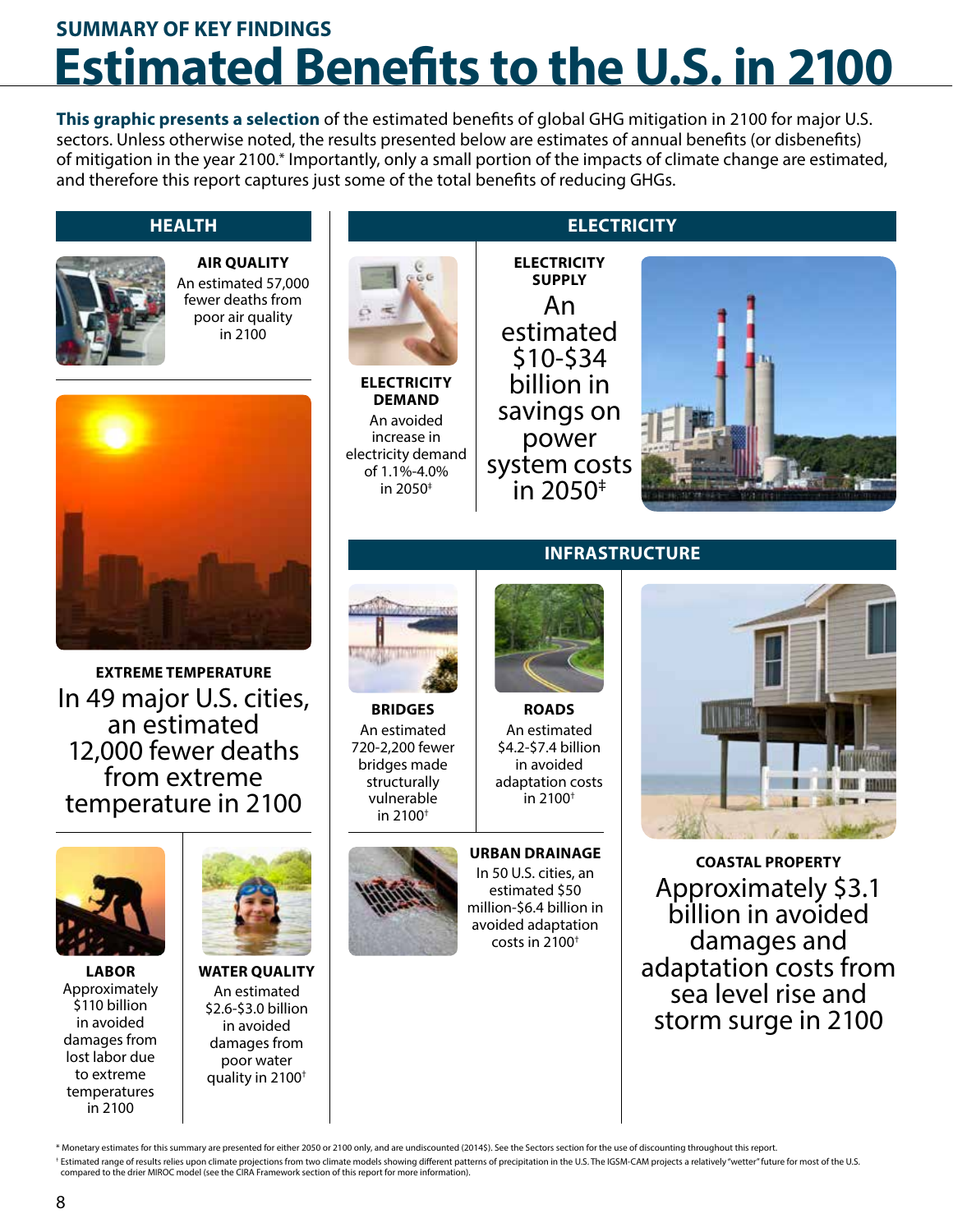## SUMMARY OF KEY FINDINGS

# Estimated Benefits to the U.S. in 2100

**This graphic presents a selection** of the estimated benefits of global GHG mitigation in 2100 for major U.S. sectors. Unless otherwise noted, the results presented below are estimates of annual benefits (or disbenefits) of mitigation in the year 2100.* Importantly, only a small portion of the impacts of climate change are estimated, and therefore this report captures just some of the total benefits of reducing GHGs.

## HEALTH

**AIR QUALITY**
An estimated 57,000 fewer deaths from poor air quality in 2100

**EXTREME TEMPERATURE**
In 49 major U.S. cities, an estimated 12,000 fewer deaths from extreme temperature in 2100

**LABOR**
Approximately $110 billion in avoided damages from lost labor due to extreme temperatures in 2100

**WATER QUALITY**
An estimated $2.6-$3.0 billion in avoided damages from poor water quality in 2100†

## ELECTRICITY

**ELECTRICITY DEMAND**
An avoided increase in electricity demand of 1.1%-4.0% in 2050‡

**ELECTRICITY SUPPLY**
An estimated $10-$34 billion in savings on power system costs in 2050‡

## INFRASTRUCTURE

**BRIDGES**
An estimated 720-2,200 fewer bridges made structurally vulnerable in 2100†

**ROADS**
An estimated $4.2-$7.4 billion in avoided adaptation costs in 2100†

**URBAN DRAINAGE**
In 50 U.S. cities, an estimated $50 million-$6.4 billion in avoided adaptation costs in 2100†

**COASTAL PROPERTY**
Approximately $3.1 billion in avoided damages and adaptation costs from sea level rise and storm surge in 2100

---

* Monetary estimates for this summary are presented for either 2050 or 2100 only, and are undiscounted (2014$). See the Sectors section for the use of discounting throughout this report.

† Estimated range of results relies upon climate projections from two climate models showing different patterns of precipitation in the U.S. The IGSM-CAM projects a relatively "wetter" future for most of the U.S. compared to the drier MIROC model (see the CIRA Framework section of this report for more information).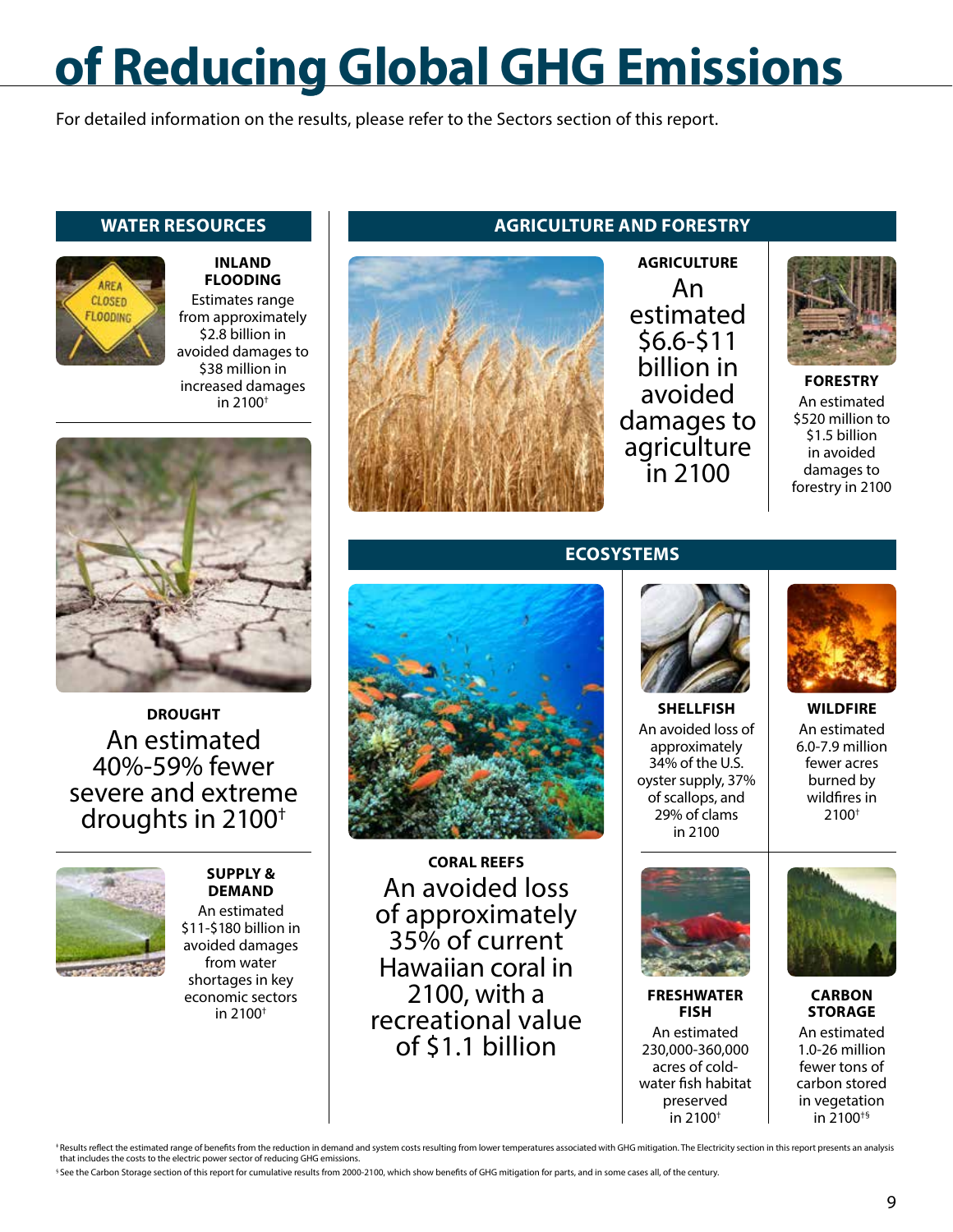# of Reducing Global GHG Emissions

For detailed information on the results, please refer to the Sectors section of this report.

## WATER RESOURCES

### INLAND FLOODING

Estimates range from approximately \$2.8 billion in avoided damages to \$38 million in increased damages in 2100†

### DROUGHT

An estimated 40%-59% fewer severe and extreme droughts in 2100†

### SUPPLY & DEMAND

An estimated \$11-\$180 billion in avoided damages from water shortages in key economic sectors in 2100†

## AGRICULTURE AND FORESTRY

### AGRICULTURE

An estimated \$6.6-\$11 billion in avoided damages to agriculture in 2100

### FORESTRY

An estimated \$520 million to \$1.5 billion in avoided damages to forestry in 2100

## ECOSYSTEMS

### CORAL REEFS

An avoided loss of approximately 35% of current Hawaiian coral in 2100, with a recreational value of \$1.1 billion

### SHELLFISH

An avoided loss of approximately 34% of the U.S. oyster supply, 37% of scallops, and 29% of clams in 2100

### WILDFIRE

An estimated 6.0-7.9 million fewer acres burned by wildfires in 2100†

### FRESHWATER FISH

An estimated 230,000-360,000 acres of cold-water fish habitat preserved in 2100†

### CARBON STORAGE

An estimated 1.0-26 million fewer tons of carbon stored in vegetation in 2100†§

† Results reflect the estimated range of benefits from the reduction in demand and system costs resulting from lower temperatures associated with GHG mitigation. The Electricity section in this report presents an analysis that includes the costs to the electric power sector of reducing GHG emissions.

§ See the Carbon Storage section of this report for cumulative results from 2000-2100, which show benefits of GHG mitigation for parts, and in some cases all, of the century.